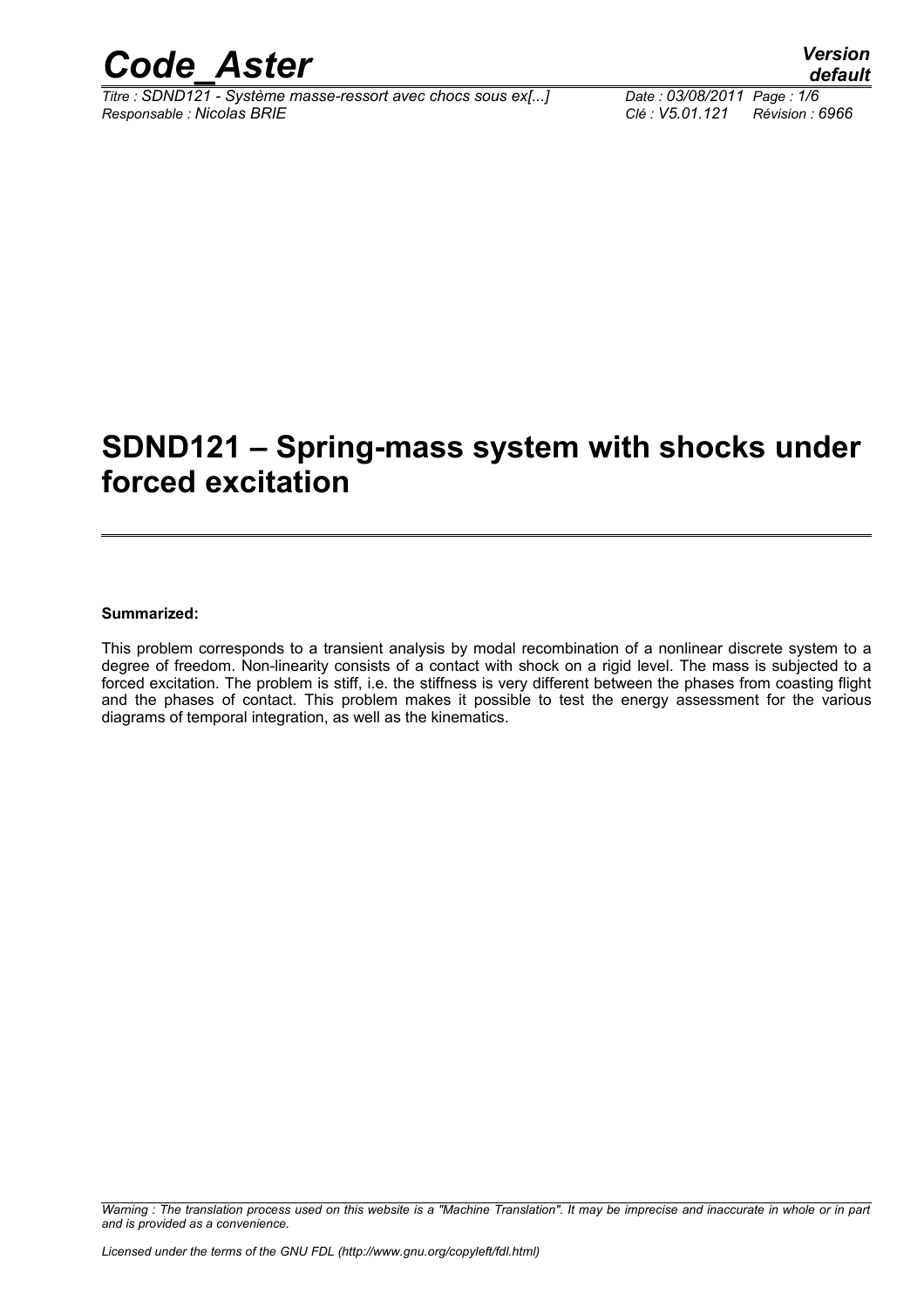# SDND121 – Spring-mass system with shocks under forced excitation

**Summarized:**

This problem corresponds to a transient analysis by modal recombination of a nonlinear discrete system to a degree of freedom. Non-linearity consists of a contact with shock on a rigid level. The mass is subjected to a forced excitation. The problem is stiff, i.e. the stiffness is very different between the phases from coasting flight and the phases of contact. This problem makes it possible to test the energy assessment for the various diagrams of temporal integration, as well as the kinematics.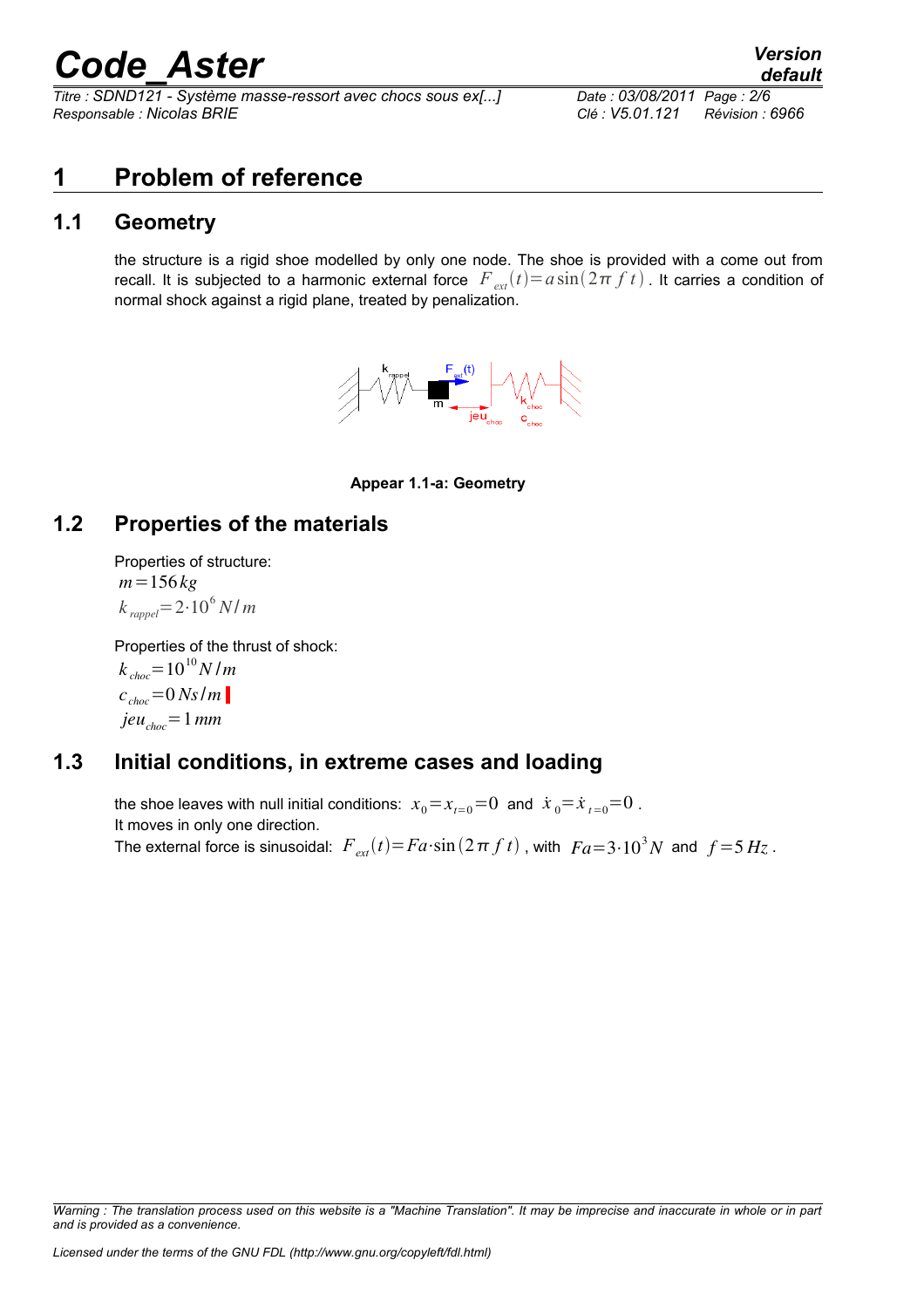# 1 Problem of reference

## 1.1 Geometry

the structure is a rigid shoe modelled by only one node. The shoe is provided with a come out from recall. It is subjected to a harmonic external force $F_{ext}(t)=a\sin(2\pi f t)$ . It carries a condition of normal shock against a rigid plane, treated by penalization.

**Appear 1.1-a: Geometry**

## 1.2 Properties of the materials

Properties of structure:

$m=156\,kg$

$k_{rappel}=2\cdot 10^{6}\,N/m$

Properties of the thrust of shock:

$k_{choc}=10^{10}\,N/m$

$c_{choc}=0\,Ns/m$

$jeu_{choc}=1\,mm$

## 1.3 Initial conditions, in extreme cases and loading

the shoe leaves with null initial conditions: $x_0=x_{t=0}=0$ and $\dot{x}_0=\dot{x}_{t=0}=0$ .

It moves in only one direction.

The external force is sinusoidal: $F_{ext}(t)=Fa\cdot\sin(2\pi f t)$ , with $Fa=3\cdot 10^{3}\,N$ and $f=5\,Hz$ .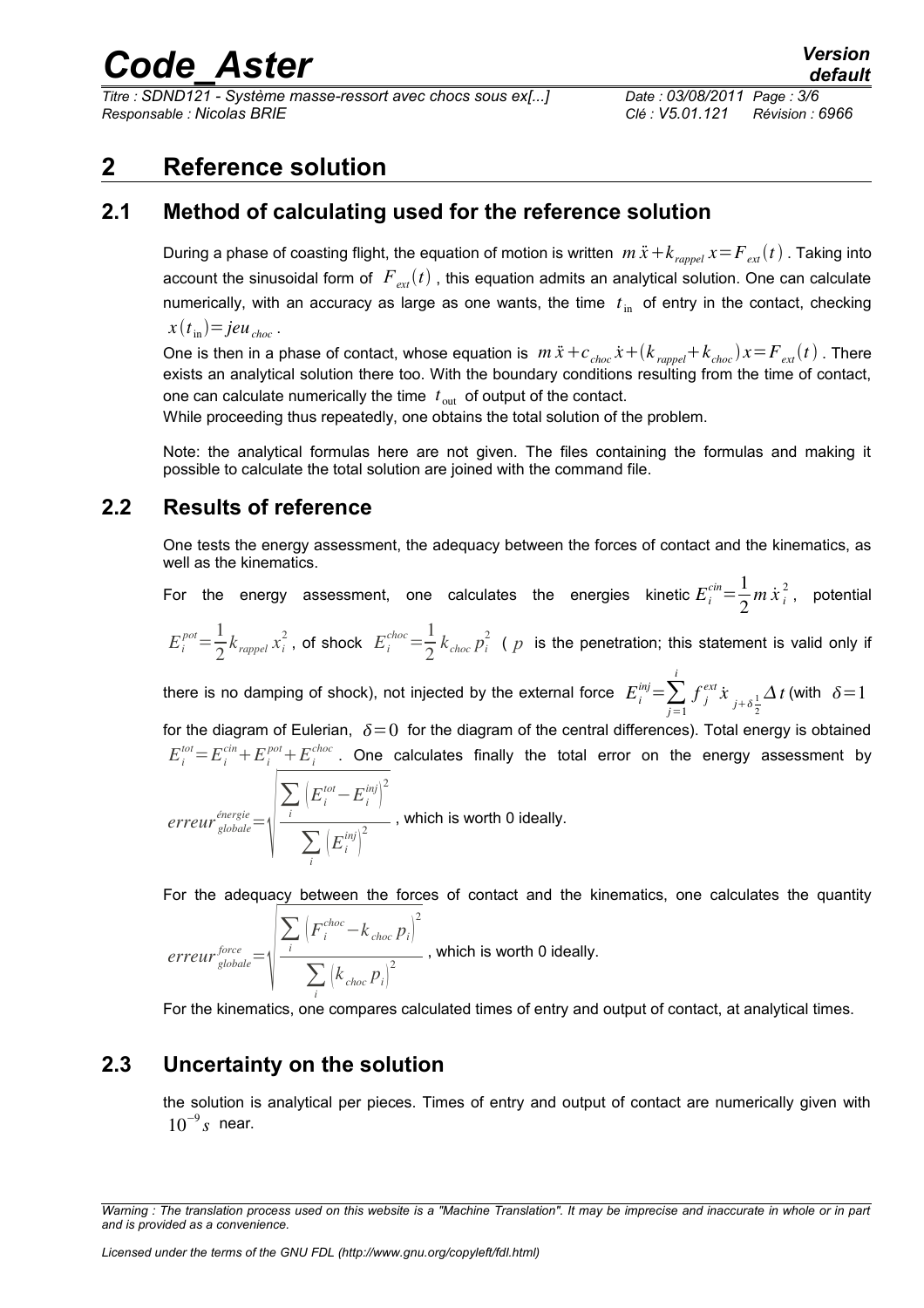# 2 Reference solution

## 2.1 Method of calculating used for the reference solution

During a phase of coasting flight, the equation of motion is written $m\ddot{x}+k_{rappel}x=F_{ext}(t)$. Taking into account the sinusoidal form of $F_{ext}(t)$, this equation admits an analytical solution. One can calculate numerically, with an accuracy as large as one wants, the time $t_{\text{in}}$ of entry in the contact, checking $x(t_{\text{in}})=jeu_{choc}$.

One is then in a phase of contact, whose equation is $m\ddot{x}+c_{choc}\dot{x}+(k_{rappel}+k_{choc})x=F_{ext}(t)$. There exists an analytical solution there too. With the boundary conditions resulting from the time of contact, one can calculate numerically the time $t_{\text{out}}$ of output of the contact.

While proceeding thus repeatedly, one obtains the total solution of the problem.

Note: the analytical formulas here are not given. The files containing the formulas and making it possible to calculate the total solution are joined with the command file.

## 2.2 Results of reference

One tests the energy assessment, the adequacy between the forces of contact and the kinematics, as well as the kinematics.

For the energy assessment, one calculates the energies kinetic $E_i^{cin}=\frac{1}{2}m\dot{x}_i^2$, potential $E_i^{pot}=\frac{1}{2}k_{rappel}x_i^2$, of shock $E_i^{choc}=\frac{1}{2}k_{choc}p_i^2$ ( $p$ is the penetration; this statement is valid only if there is no damping of shock), not injected by the external force $E_i^{inj}=\sum_{j=1}^{i} f_j^{ext}\dot{x}_{j+\delta\frac{1}{2}}\Delta t$ (with $\delta=1$ for the diagram of Eulerian, $\delta=0$ for the diagram of the central differences). Total energy is obtained $E_i^{tot}=E_i^{cin}+E_i^{pot}+E_i^{choc}$. One calculates finally the total error on the energy assessment by

$$erreur_{globale}^{\acute{e}nergie}=\sqrt{\frac{\sum_i \left(E_i^{tot}-E_i^{inj}\right)^2}{\sum_i \left(E_i^{inj}\right)^2}}$$

, which is worth 0 ideally.

For the adequacy between the forces of contact and the kinematics, one calculates the quantity

$$erreur_{globale}^{force}=\sqrt{\frac{\sum_i \left(F_i^{choc}-k_{choc}p_i\right)^2}{\sum_i \left(k_{choc}p_i\right)^2}}$$

, which is worth 0 ideally.

For the kinematics, one compares calculated times of entry and output of contact, at analytical times.

## 2.3 Uncertainty on the solution

the solution is analytical per pieces. Times of entry and output of contact are numerically given with $10^{-9}s$ near.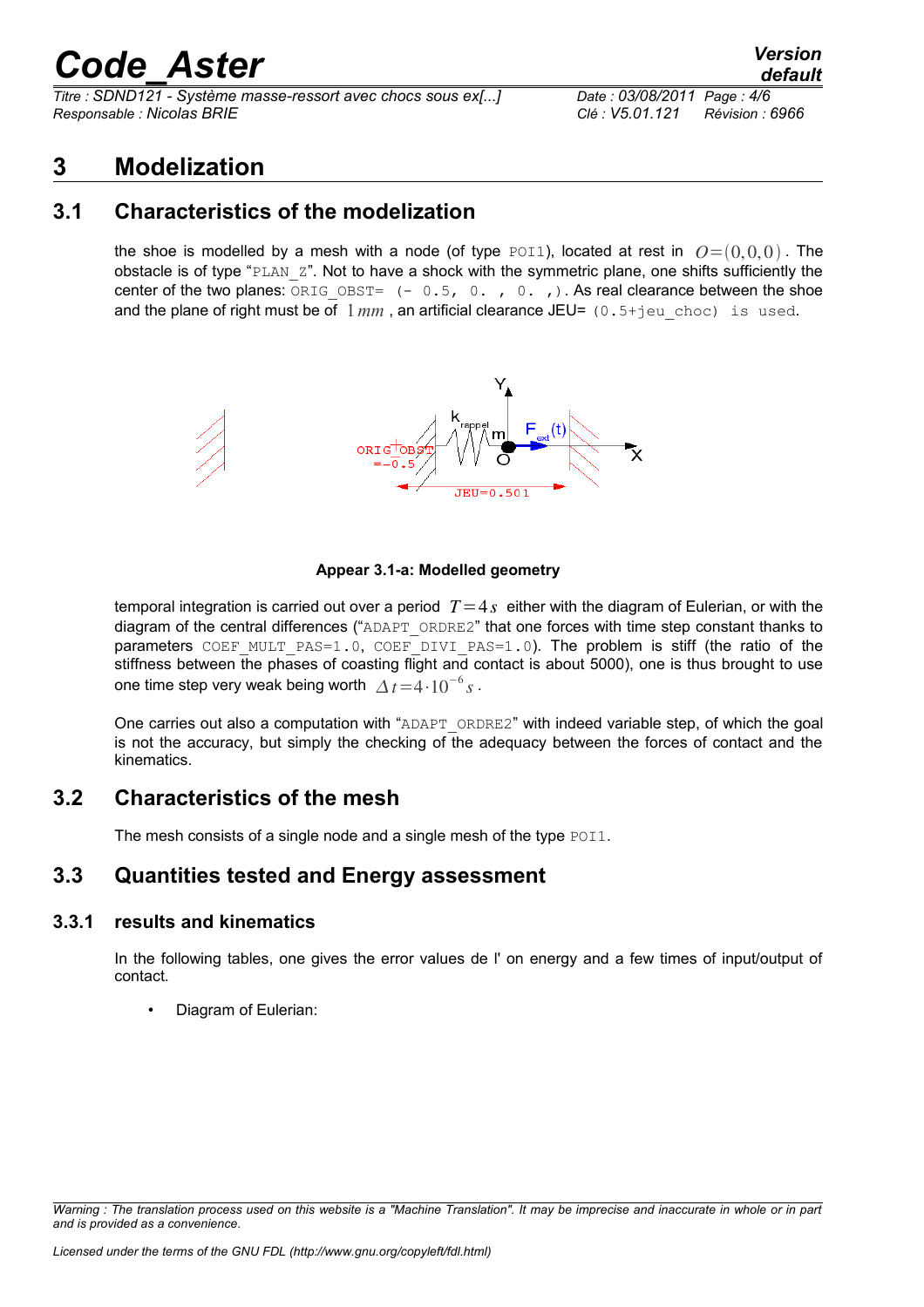# 3 Modelization

## 3.1 Characteristics of the modelization

the shoe is modelled by a mesh with a node (of type POI1), located at rest in $O=(0,0,0)$. The obstacle is of type "PLAN_Z". Not to have a shock with the symmetric plane, one shifts sufficiently the center of the two planes: ORIG_OBST= (- 0.5, 0. , 0. ,). As real clearance between the shoe and the plane of right must be of $1\,mm$, an artificial clearance JEU= (0.5+jeu_choc) is used.

Appear 3.1-a: Modelled geometry

temporal integration is carried out over a period $T=4\,s$ either with the diagram of Eulerian, or with the diagram of the central differences ("ADAPT_ORDRE2" that one forces with time step constant thanks to parameters COEF_MULT_PAS=1.0, COEF_DIVI_PAS=1.0). The problem is stiff (the ratio of the stiffness between the phases of coasting flight and contact is about 5000), one is thus brought to use one time step very weak being worth $\Delta t=4\cdot 10^{-6}\,s$.

One carries out also a computation with "ADAPT_ORDRE2" with indeed variable step, of which the goal is not the accuracy, but simply the checking of the adequacy between the forces of contact and the kinematics.

## 3.2 Characteristics of the mesh

The mesh consists of a single node and a single mesh of the type POI1.

## 3.3 Quantities tested and Energy assessment

### 3.3.1 results and kinematics

In the following tables, one gives the error values de l' on energy and a few times of input/output of contact.

- Diagram of Eulerian: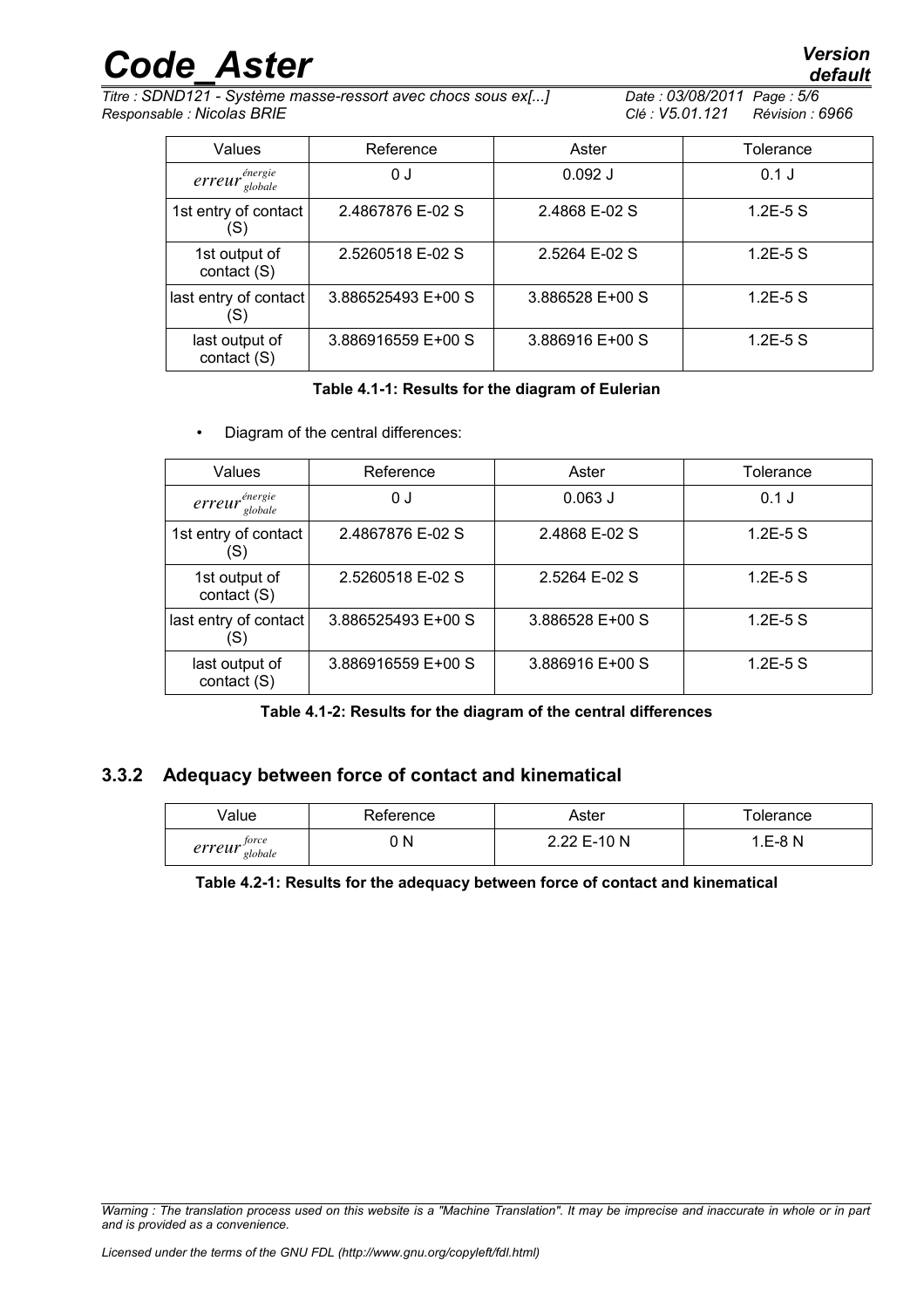| Values | Reference | Aster | Tolerance |
| --- | --- | --- | --- |
| $erreur_{globale}^{énergie}$ | 0 J | 0.092 J | 0.1 J |
| 1st entry of contact (S) | 2.4867876 E-02 S | 2.4868 E-02 S | 1.2E-5 S |
| 1st output of contact (S) | 2.5260518 E-02 S | 2.5264 E-02 S | 1.2E-5 S |
| last entry of contact (S) | 3.886525493 E+00 S | 3.886528 E+00 S | 1.2E-5 S |
| last output of contact (S) | 3.886916559 E+00 S | 3.886916 E+00 S | 1.2E-5 S |

**Table 4.1-1: Results for the diagram of Eulerian**

- Diagram of the central differences:

| Values | Reference | Aster | Tolerance |
| --- | --- | --- | --- |
| $erreur_{globale}^{énergie}$ | 0 J | 0.063 J | 0.1 J |
| 1st entry of contact (S) | 2.4867876 E-02 S | 2.4868 E-02 S | 1.2E-5 S |
| 1st output of contact (S) | 2.5260518 E-02 S | 2.5264 E-02 S | 1.2E-5 S |
| last entry of contact (S) | 3.886525493 E+00 S | 3.886528 E+00 S | 1.2E-5 S |
| last output of contact (S) | 3.886916559 E+00 S | 3.886916 E+00 S | 1.2E-5 S |

**Table 4.1-2: Results for the diagram of the central differences**

### 3.3.2 Adequacy between force of contact and kinematical

| Value | Reference | Aster | Tolerance |
| --- | --- | --- | --- |
| $erreur_{globale}^{force}$ | 0 N | 2.22 E-10 N | 1.E-8 N |

**Table 4.2-1: Results for the adequacy between force of contact and kinematical**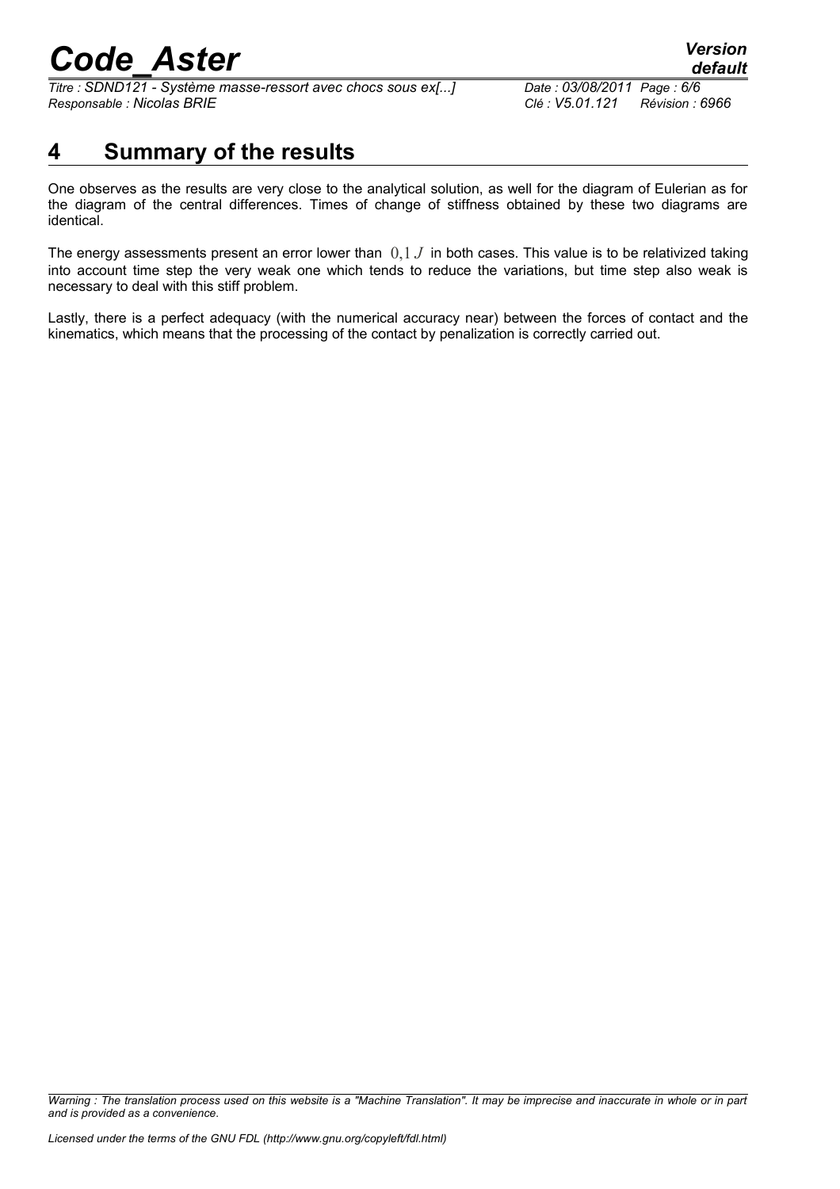# 4 Summary of the results

One observes as the results are very close to the analytical solution, as well for the diagram of Eulerian as for the diagram of the central differences. Times of change of stiffness obtained by these two diagrams are identical.

The energy assessments present an error lower than $0,1\,J$ in both cases. This value is to be relativized taking into account time step the very weak one which tends to reduce the variations, but time step also weak is necessary to deal with this stiff problem.

Lastly, there is a perfect adequacy (with the numerical accuracy near) between the forces of contact and the kinematics, which means that the processing of the contact by penalization is correctly carried out.